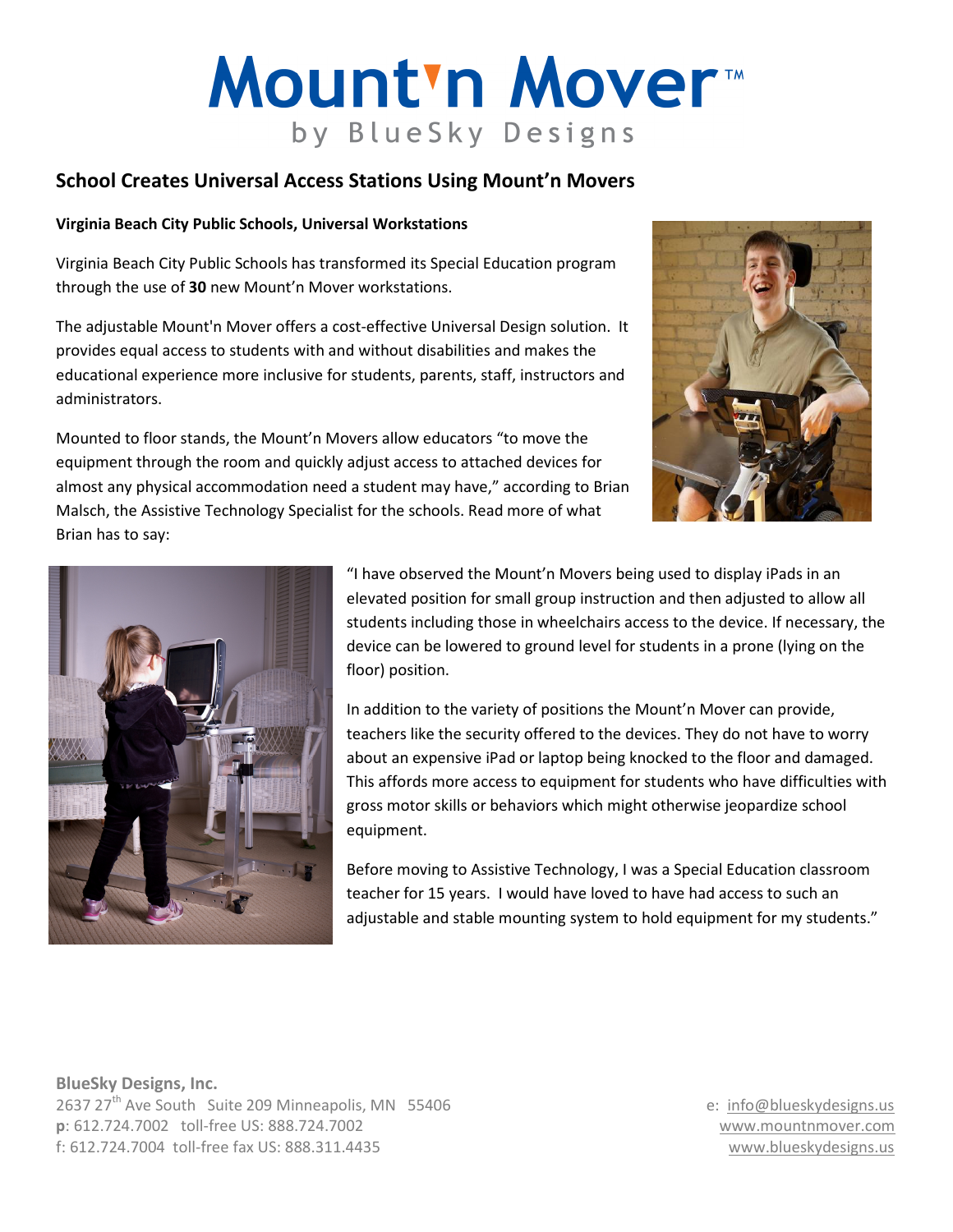# Mount'n Mover™

by BlueSky Designs

## School Creates Universal Access Stations Using Mount'n Movers

**Virginia Beach City Public Schools, Universal Workstations**

Virginia Beach City Public Schools has transformed its Special Education program through the use of **30** new Mount'n Mover workstations.

The adjustable Mount'n Mover offers a cost-effective Universal Design solution. It provides equal access to students with and without disabilities and makes the educational experience more inclusive for students, parents, staff, instructors and administrators.

Mounted to floor stands, the Mount'n Movers allow educators "to move the equipment through the room and quickly adjust access to attached devices for almost any physical accommodation need a student may have," according to Brian Malsch, the Assistive Technology Specialist for the schools. Read more of what Brian has to say:

"I have observed the Mount'n Movers being used to display iPads in an elevated position for small group instruction and then adjusted to allow all students including those in wheelchairs access to the device. If necessary, the device can be lowered to ground level for students in a prone (lying on the floor) position.

In addition to the variety of positions the Mount'n Mover can provide, teachers like the security offered to the devices. They do not have to worry about an expensive iPad or laptop being knocked to the floor and damaged. This affords more access to equipment for students who have difficulties with gross motor skills or behaviors which might otherwise jeopardize school equipment.

Before moving to Assistive Technology, I was a Special Education classroom teacher for 15 years. I would have loved to have had access to such an adjustable and stable mounting system to hold equipment for my students."

**BlueSky Designs, Inc.**
2637 27th Ave South Suite 209 Minneapolis, MN 55406
**p**: 612.724.7002 toll-free US: 888.724.7002
f: 612.724.7004 toll-free fax US: 888.311.4435

e: info@blueskydesigns.us
www.mountnmover.com
www.blueskydesigns.us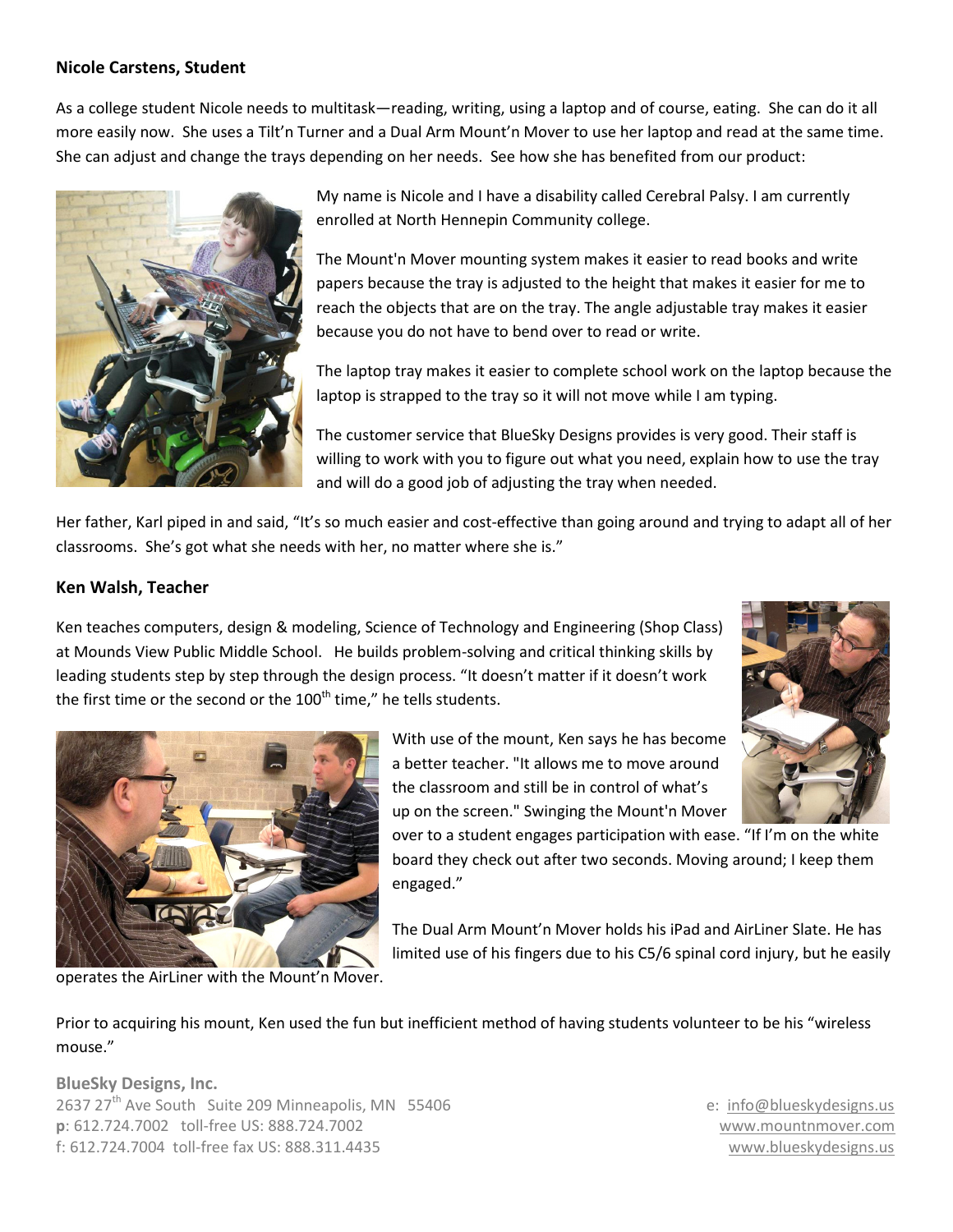**Nicole Carstens, Student**

As a college student Nicole needs to multitask—reading, writing, using a laptop and of course, eating. She can do it all more easily now. She uses a Tilt'n Turner and a Dual Arm Mount'n Mover to use her laptop and read at the same time. She can adjust and change the trays depending on her needs. See how she has benefited from our product:

My name is Nicole and I have a disability called Cerebral Palsy. I am currently enrolled at North Hennepin Community college.

The Mount'n Mover mounting system makes it easier to read books and write papers because the tray is adjusted to the height that makes it easier for me to reach the objects that are on the tray. The angle adjustable tray makes it easier because you do not have to bend over to read or write.

The laptop tray makes it easier to complete school work on the laptop because the laptop is strapped to the tray so it will not move while I am typing.

The customer service that BlueSky Designs provides is very good. Their staff is willing to work with you to figure out what you need, explain how to use the tray and will do a good job of adjusting the tray when needed.

Her father, Karl piped in and said, "It's so much easier and cost-effective than going around and trying to adapt all of her classrooms. She's got what she needs with her, no matter where she is."

**Ken Walsh, Teacher**

Ken teaches computers, design & modeling, Science of Technology and Engineering (Shop Class) at Mounds View Public Middle School. He builds problem-solving and critical thinking skills by leading students step by step through the design process. "It doesn't matter if it doesn't work the first time or the second or the 100th time," he tells students.

With use of the mount, Ken says he has become a better teacher. "It allows me to move around the classroom and still be in control of what's up on the screen." Swinging the Mount'n Mover over to a student engages participation with ease. "If I'm on the white board they check out after two seconds. Moving around; I keep them engaged."

The Dual Arm Mount'n Mover holds his iPad and AirLiner Slate. He has limited use of his fingers due to his C5/6 spinal cord injury, but he easily operates the AirLiner with the Mount'n Mover.

Prior to acquiring his mount, Ken used the fun but inefficient method of having students volunteer to be his "wireless mouse."

**BlueSky Designs, Inc.**
2637 27th Ave South Suite 209 Minneapolis, MN 55406
**p**: 612.724.7002 toll-free US: 888.724.7002
f: 612.724.7004 toll-free fax US: 888.311.4435

e: info@blueskydesigns.us
www.mountnmover.com
www.blueskydesigns.us